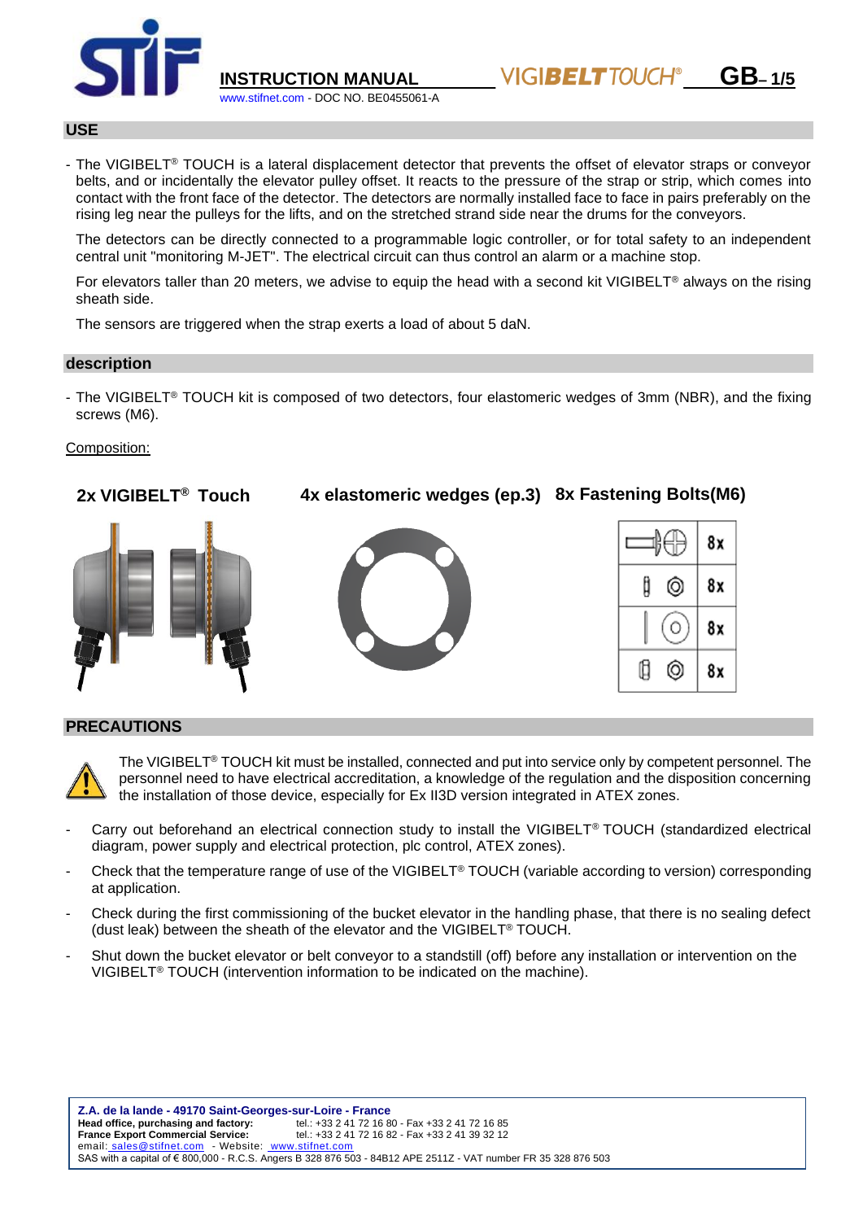**INSTRUCTION MANUAL** VIGIBELT TOUCH® **GB**

www.stifnet.com - DOC NO. BE0455061-A

## USE

- The VIGIBELT® TOUCH is a lateral displacement detector that prevents the offset of elevator straps or conveyor belts, and or incidentally the elevator pulley offset. It reacts to the pressure of the strap or strip, which comes into contact with the front face of the detector. The detectors are normally installed face to face in pairs preferably on the rising leg near the pulleys for the lifts, and on the stretched strand side near the drums for the conveyors.

  The detectors can be directly connected to a programmable logic controller, or for total safety to an independent central unit "monitoring M-JET". The electrical circuit can thus control an alarm or a machine stop.

  For elevators taller than 20 meters, we advise to equip the head with a second kit VIGIBELT® always on the rising sheath side.

  The sensors are triggered when the strap exerts a load of about 5 daN.

## description

- The VIGIBELT® TOUCH kit is composed of two detectors, four elastomeric wedges of 3mm (NBR), and the fixing screws (M6).

Composition:

**2x VIGIBELT® Touch** **4x elastomeric wedges (ep.3)** **8x Fastening Bolts(M6)**

| | |
|---|---|
| | 8x |
| | 8x |
| | 8x |
| | 8x |

## PRECAUTIONS

The VIGIBELT® TOUCH kit must be installed, connected and put into service only by competent personnel. The personnel need to have electrical accreditation, a knowledge of the regulation and the disposition concerning the installation of those device, especially for Ex II3D version integrated in ATEX zones.

- Carry out beforehand an electrical connection study to install the VIGIBELT® TOUCH (standardized electrical diagram, power supply and electrical protection, plc control, ATEX zones).
- Check that the temperature range of use of the VIGIBELT® TOUCH (variable according to version) corresponding at application.
- Check during the first commissioning of the bucket elevator in the handling phase, that there is no sealing defect (dust leak) between the sheath of the elevator and the VIGIBELT® TOUCH.
- Shut down the bucket elevator or belt conveyor to a standstill (off) before any installation or intervention on the VIGIBELT® TOUCH (intervention information to be indicated on the machine).

**Z.A. de la lande - 49170 Saint-Georges-sur-Loire - France**
**Head office, purchasing and factory:** tel.: +33 2 41 72 16 80 - Fax +33 2 41 72 16 85
**France Export Commercial Service:** tel.: +33 2 41 72 16 82 - Fax +33 2 41 39 32 12
email: sales@stifnet.com - Website: www.stifnet.com
SAS with a capital of € 800,000 - R.C.S. Angers B 328 876 503 - 84B12 APE 2511Z - VAT number FR 35 328 876 503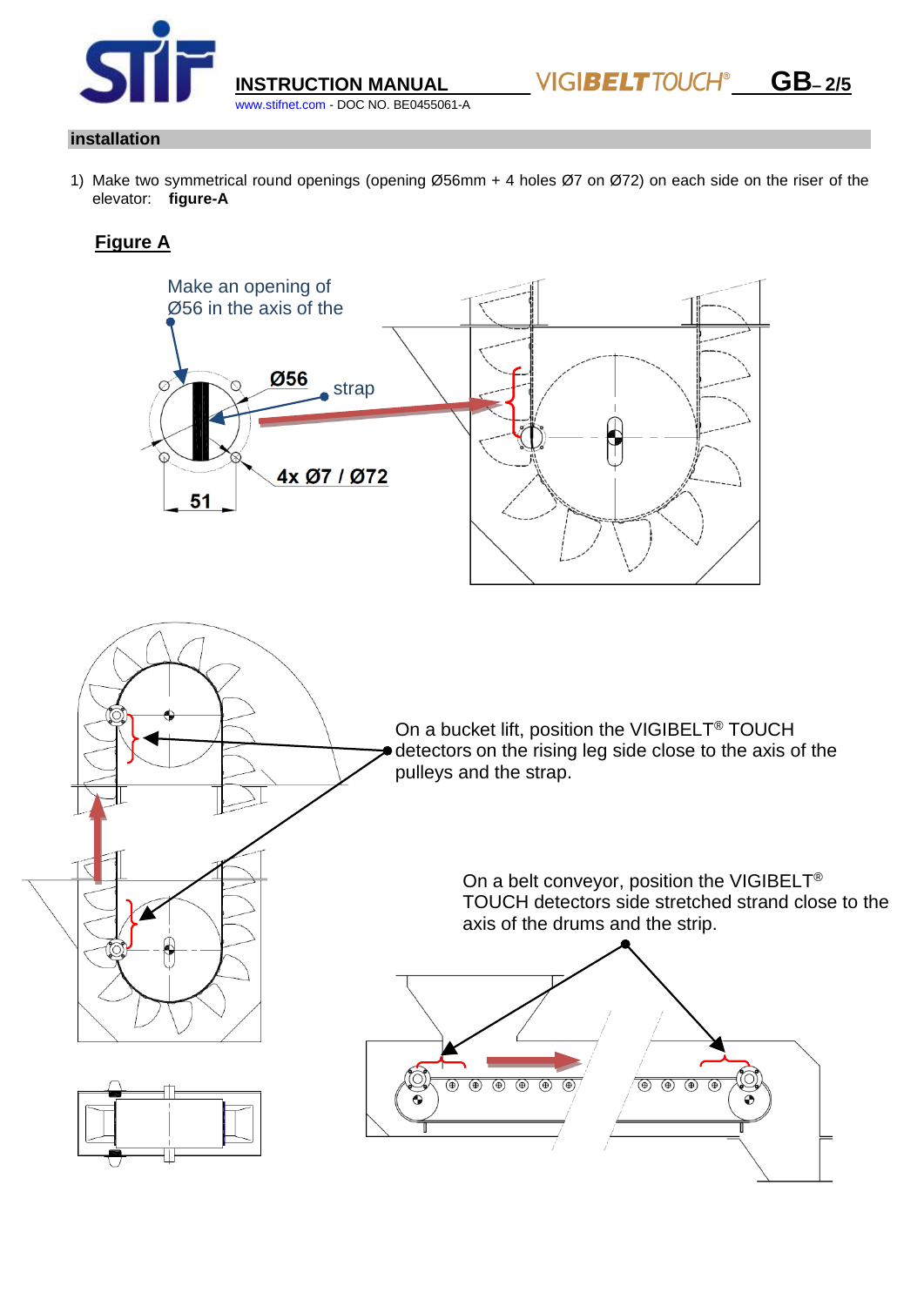## installation

1) Make two symmetrical round openings (opening Ø56mm + 4 holes Ø7 on Ø72) on each side on the riser of the elevator: **figure-A**

**Figure A**

Make an opening of Ø56 in the axis of the

Ø56

strap

4x Ø7 / Ø72

51

On a bucket lift, position the VIGIBELT® TOUCH detectors on the rising leg side close to the axis of the pulleys and the strap.

On a belt conveyor, position the VIGIBELT® TOUCH detectors side stretched strand close to the axis of the drums and the strip.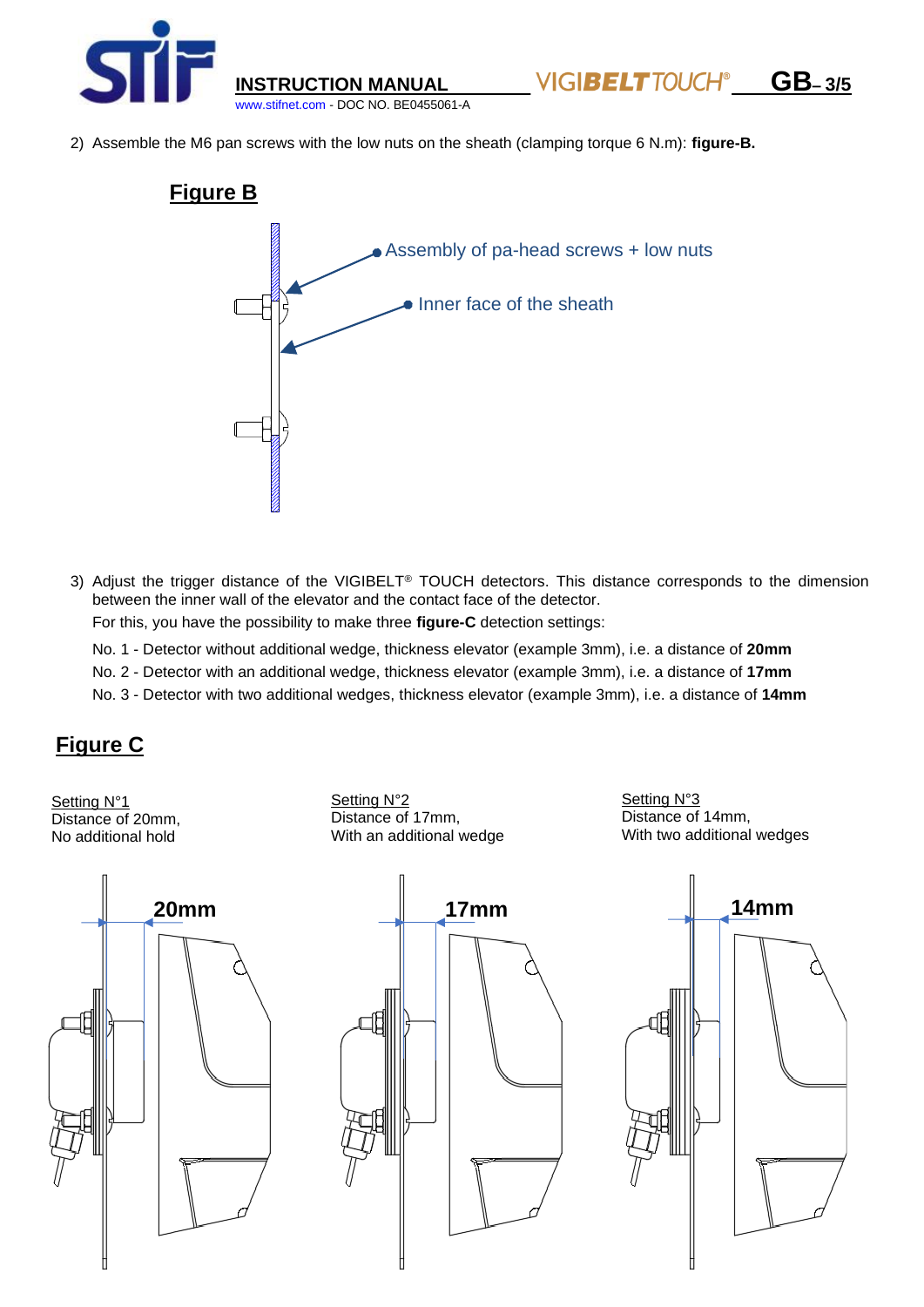2) Assemble the M6 pan screws with the low nuts on the sheath (clamping torque 6 N.m): **figure-B.**

## Figure B

Assembly of pa-head screws + low nuts

Inner face of the sheath

3) Adjust the trigger distance of the VIGIBELT® TOUCH detectors. This distance corresponds to the dimension between the inner wall of the elevator and the contact face of the detector.

   For this, you have the possibility to make three **figure-C** detection settings:

   No. 1 - Detector without additional wedge, thickness elevator (example 3mm), i.e. a distance of **20mm**

   No. 2 - Detector with an additional wedge, thickness elevator (example 3mm), i.e. a distance of **17mm**

   No. 3 - Detector with two additional wedges, thickness elevator (example 3mm), i.e. a distance of **14mm**

## Figure C

Setting N°1
Distance of 20mm,
No additional hold

20mm

Setting N°2
Distance of 17mm,
With an additional wedge

17mm

Setting N°3
Distance of 14mm,
With two additional wedges

14mm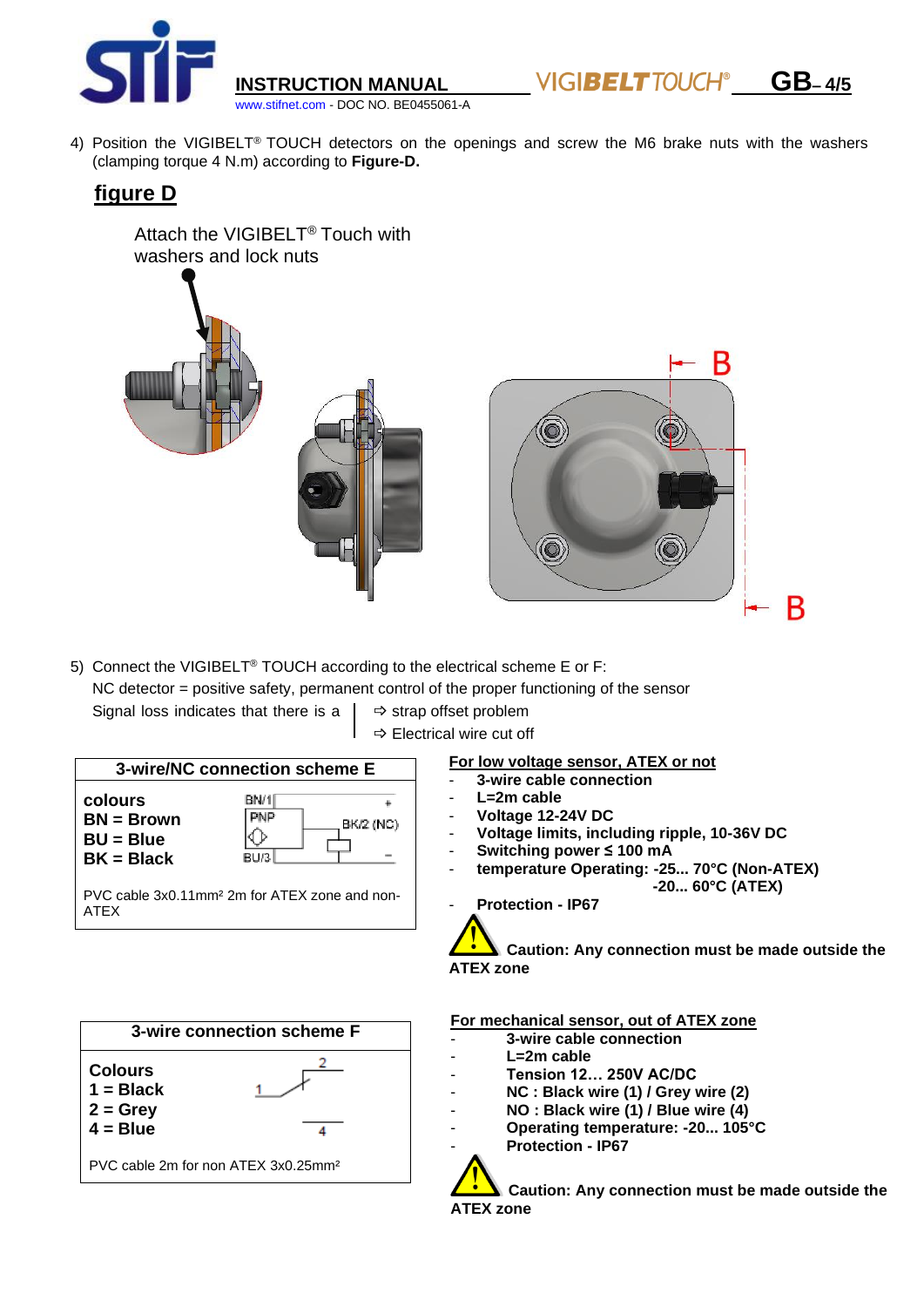4) Position the VIGIBELT® TOUCH detectors on the openings and screw the M6 brake nuts with the washers (clamping torque 4 N.m) according to **Figure-D.**

## figure D

Attach the VIGIBELT® Touch with washers and lock nuts

B

B

5) Connect the VIGIBELT® TOUCH according to the electrical scheme E or F:

NC detector = positive safety, permanent control of the proper functioning of the sensor

Signal loss indicates that there is a
⇨ strap offset problem
⇨ Electrical wire cut off

### 3-wire/NC connection scheme E

**colours**
**BN = Brown**
**BU = Blue**
**BK = Black**

BN/1 +
PNP
BK/2 (NC)
BU/3 −

PVC cable 3x0.11mm² 2m for ATEX zone and non-ATEX

**For low voltage sensor, ATEX or not**

- **3-wire cable connection**
- **L=2m cable**
- **Voltage 12-24V DC**
- **Voltage limits, including ripple, 10-36V DC**
- **Switching power ≤ 100 mA**
- **temperature Operating: -25... 70°C (Non-ATEX)**
  **-20... 60°C (ATEX)**
- **Protection - IP67**

**Caution: Any connection must be made outside the ATEX zone**

### 3-wire connection scheme F

**Colours**
**1 = Black**
**2 = Grey**
**4 = Blue**

1
2
4

PVC cable 2m for non ATEX 3x0.25mm²

**For mechanical sensor, out of ATEX zone**

- **3-wire cable connection**
- **L=2m cable**
- **Tension 12… 250V AC/DC**
- **NC : Black wire (1) / Grey wire (2)**
- **NO : Black wire (1) / Blue wire (4)**
- **Operating temperature: -20... 105°C**
- **Protection - IP67**

**Caution: Any connection must be made outside the ATEX zone**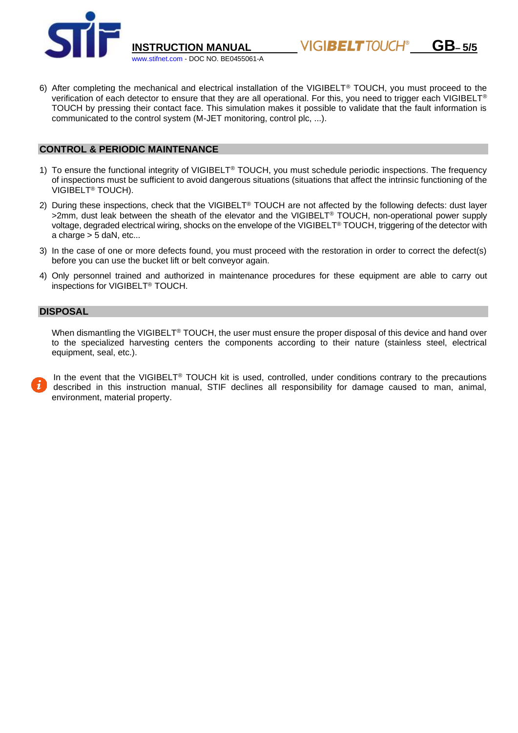6) After completing the mechanical and electrical installation of the VIGIBELT® TOUCH, you must proceed to the verification of each detector to ensure that they are all operational. For this, you need to trigger each VIGIBELT® TOUCH by pressing their contact face. This simulation makes it possible to validate that the fault information is communicated to the control system (M-JET monitoring, control plc, ...).

## CONTROL & PERIODIC MAINTENANCE

1) To ensure the functional integrity of VIGIBELT® TOUCH, you must schedule periodic inspections. The frequency of inspections must be sufficient to avoid dangerous situations (situations that affect the intrinsic functioning of the VIGIBELT® TOUCH).
2) During these inspections, check that the VIGIBELT® TOUCH are not affected by the following defects: dust layer >2mm, dust leak between the sheath of the elevator and the VIGIBELT® TOUCH, non-operational power supply voltage, degraded electrical wiring, shocks on the envelope of the VIGIBELT® TOUCH, triggering of the detector with a charge > 5 daN, etc...
3) In the case of one or more defects found, you must proceed with the restoration in order to correct the defect(s) before you can use the bucket lift or belt conveyor again.
4) Only personnel trained and authorized in maintenance procedures for these equipment are able to carry out inspections for VIGIBELT® TOUCH.

## DISPOSAL

When dismantling the VIGIBELT® TOUCH, the user must ensure the proper disposal of this device and hand over to the specialized harvesting centers the components according to their nature (stainless steel, electrical equipment, seal, etc.).

In the event that the VIGIBELT® TOUCH kit is used, controlled, under conditions contrary to the precautions described in this instruction manual, STIF declines all responsibility for damage caused to man, animal, environment, material property.